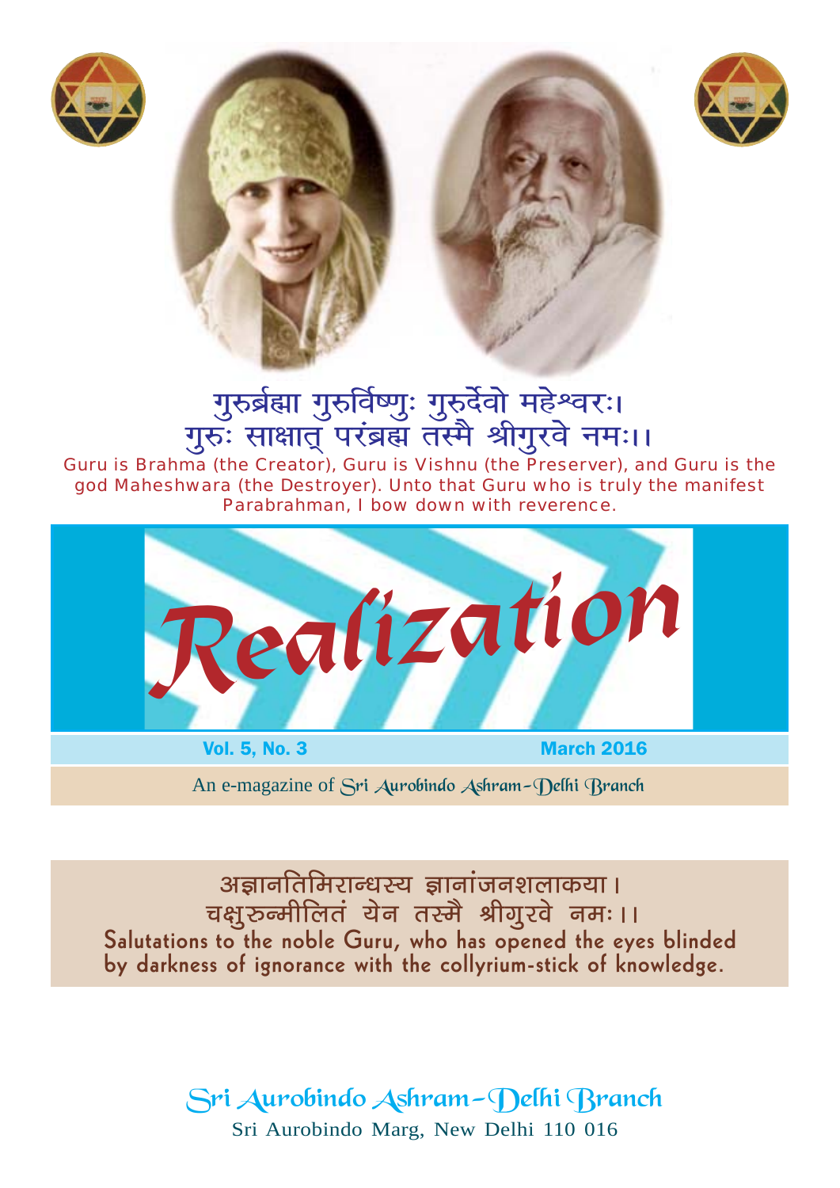गुरुर्ब्रह्मा गुरुर्विष्णुः गुरुर्देवो महेश्वरः।
गुरुः साक्षात् परंब्रह्म तस्मै श्रीगुरवे नमः।।

Guru is Brahma (the Creator), Guru is Vishnu (the Preserver), and Guru is the god Maheshwara (the Destroyer). Unto that Guru who is truly the manifest Parabrahman, I bow down with reverence.

# Realization

**Vol. 5, No. 3** **March 2016**

An e-magazine of Sri Aurobindo Ashram–Delhi Branch

अज्ञानतिमिरान्धस्य ज्ञानांजनशलाकया।
चक्षुरुन्मीलितं येन तस्मै श्रीगुरवे नमः।।

**Salutations to the noble Guru, who has opened the eyes blinded by darkness of ignorance with the collyrium-stick of knowledge.**

Sri Aurobindo Ashram–Delhi Branch
Sri Aurobindo Marg, New Delhi 110 016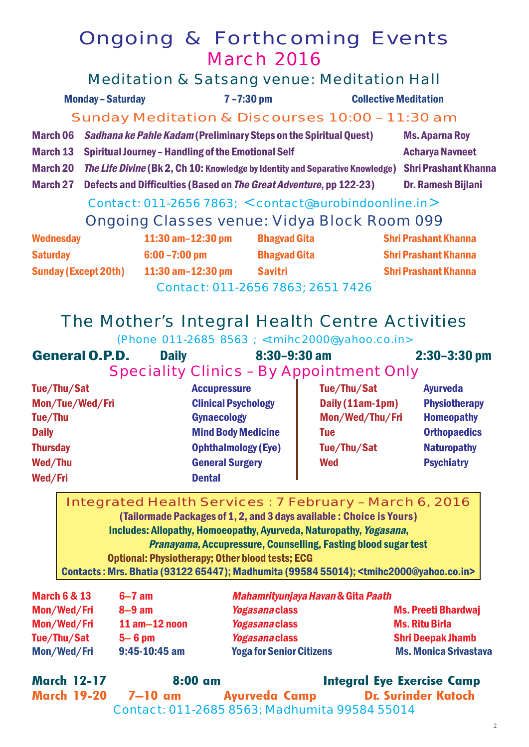# Ongoing & Forthcoming Events

## March 2016

### Meditation & Satsang venue: Meditation Hall

| | | |
|---|---|---|
| **Monday – Saturday** | **7 –7:30 pm** | **Collective Meditation** |

### Sunday Meditation & Discourses 10:00 – 11:30 am

| | | |
|---|---|---|
| **March 06** | ***Sadhana ke Pahle Kadam*** **(Preliminary Steps on the Spiritual Quest)** | **Ms. Aparna Roy** |
| **March 13** | **Spiritual Journey – Handling of the Emotional Self** | **Acharya Navneet** |
| **March 20** | ***The Life Divine*** **(Bk 2, Ch 10: Knowledge by Identity and Separative Knowledge)** | **Shri Prashant Khanna** |
| **March 27** | **Defects and Difficulties (Based on** ***The Great Adventure*****, pp 122-23)** | **Dr. Ramesh Bijlani** |

Contact: 011-2656 7863; <contact@aurobindoonline.in>

### Ongoing Classes venue: Vidya Block Room 099

| | | | |
|---|---|---|---|
| **Wednesday** | **11:30 am–12:30 pm** | **Bhagvad Gita** | **Shri Prashant Khanna** |
| **Saturday** | **6:00 –7:00 pm** | **Bhagvad Gita** | **Shri Prashant Khanna** |
| **Sunday (Except 20th)** | **11:30 am–12:30 pm** | **Savitri** | **Shri Prashant Khanna** |

Contact: 011-2656 7863; 2651 7426

## The Mother's Integral Health Centre Activities

(Phone 011-2685 8563 ; <tmihc2000@yahoo.co.in>

**General O.P.D.** **Daily** **8:30–9:30 am** **2:30–3:30 pm**

### Speciality Clinics – By Appointment Only

| | | | |
|---|---|---|---|
| **Tue/Thu/Sat** | **Accupressure** | **Tue/Thu/Sat** | **Ayurveda** |
| **Mon/Tue/Wed/Fri** | **Clinical Psychology** | **Daily (11am-1pm)** | **Physiotherapy** |
| **Tue/Thu** | **Gynaecology** | **Mon/Wed/Thu/Fri** | **Homeopathy** |
| **Daily** | **Mind Body Medicine** | **Tue** | **Orthopaedics** |
| **Thursday** | **Ophthalmology (Eye)** | **Tue/Thu/Sat** | **Naturopathy** |
| **Wed/Thu** | **General Surgery** | **Wed** | **Psychiatry** |
| **Wed/Fri** | **Dental** | | |

**Integrated Health Services : 7 February – March 6, 2016**

**(Tailormade Packages of 1, 2, and 3 days available : Choice is Yours)**

**Includes: Allopathy, Homoeopathy, Ayurveda, Naturopathy, *Yogasana*, *Pranayama*, Accupressure, Counselling, Fasting blood sugar test**

**Optional: Physiotherapy; Other blood tests; ECG**

**Contacts : Mrs. Bhatia (93122 65447); Madhumita (99584 55014); <tmihc2000@yahoo.co.in>**

| | | | |
|---|---|---|---|
| **March 6 & 13** | **6–7 am** | ***Mahamrityunjaya Havan*** **& Gita** ***Paath*** | |
| **Mon/Wed/Fri** | **8–9 am** | ***Yogasana*** **class** | **Ms. Preeti Bhardwaj** |
| **Mon/Wed/Fri** | **11 am–12 noon** | ***Yogasana*** **class** | **Ms. Ritu Birla** |
| **Tue/Thu/Sat** | **5– 6 pm** | ***Yogasana*** **class** | **Shri Deepak Jhamb** |
| **Mon/Wed/Fri** | **9:45-10:45 am** | **Yoga for Senior Citizens** | **Ms. Monica Srivastava** |

| | | | |
|---|---|---|---|
| **March 12-17** | **8:00 am** | **Integral Eye Exercise Camp** | |
| **March 19-20** | **7–10 am** | **Ayurveda Camp** | **Dr. Surinder Katoch** |

Contact: 011-2685 8563; Madhumita 99584 55014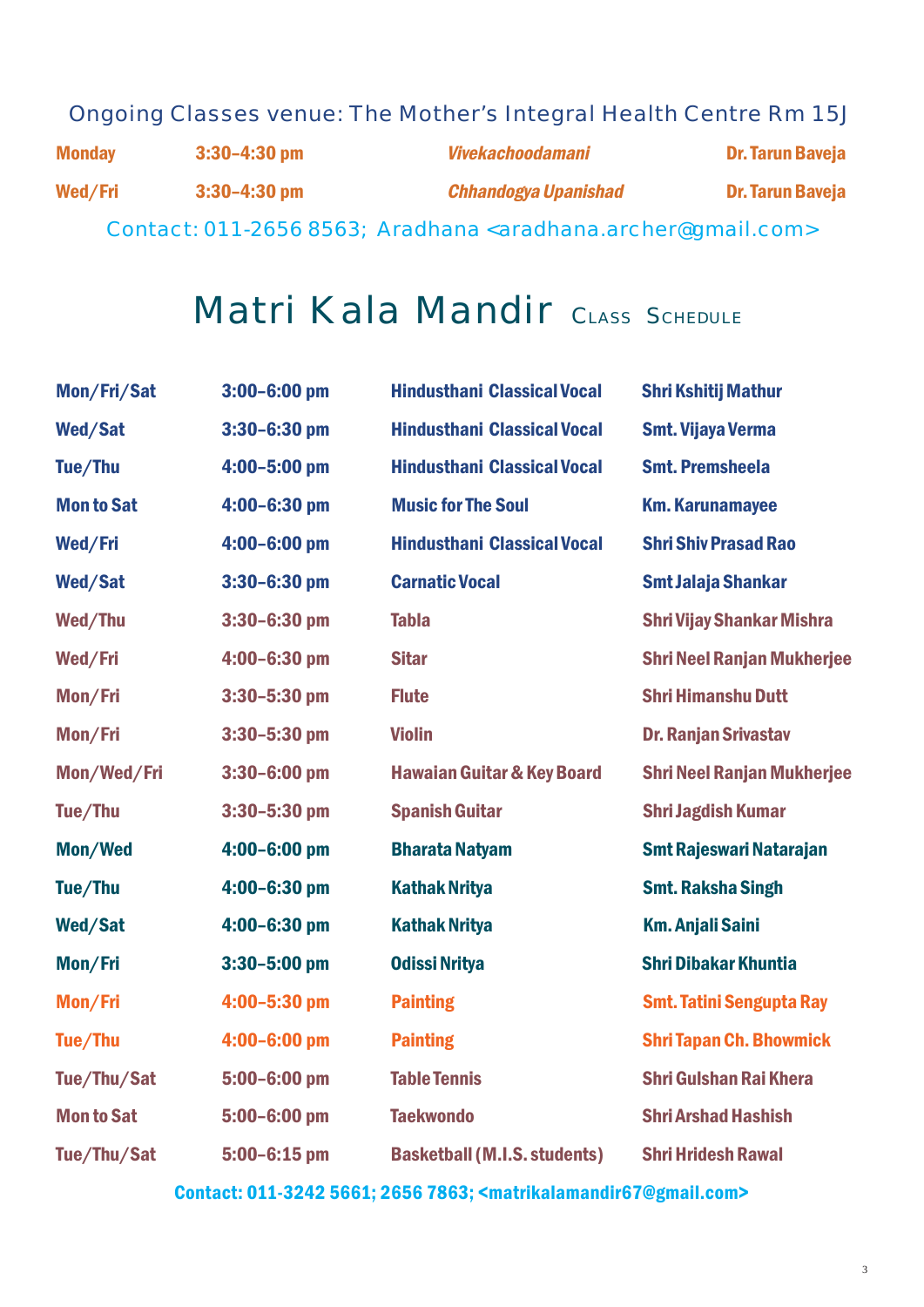Ongoing Classes venue: The Mother's Integral Health Centre Rm 15J

| | | | |
|---|---|---|---|
| **Monday** | **3:30–4:30 pm** | ***Vivekachoodamani*** | **Dr. Tarun Baveja** |
| **Wed/Fri** | **3:30–4:30 pm** | ***Chhandogya Upanishad*** | **Dr. Tarun Baveja** |

Contact: 011-2656 8563; Aradhana <aradhana.archer@gmail.com>

# Matri Kala Mandir Class Schedule

| | | | |
|---|---|---|---|
| **Mon/Fri/Sat** | **3:00–6:00 pm** | **Hindusthani Classical Vocal** | **Shri Kshitij Mathur** |
| **Wed/Sat** | **3:30–6:30 pm** | **Hindusthani Classical Vocal** | **Smt. Vijaya Verma** |
| **Tue/Thu** | **4:00–5:00 pm** | **Hindusthani Classical Vocal** | **Smt. Premsheela** |
| **Mon to Sat** | **4:00–6:30 pm** | **Music for The Soul** | **Km. Karunamayee** |
| **Wed/Fri** | **4:00–6:00 pm** | **Hindusthani Classical Vocal** | **Shri Shiv Prasad Rao** |
| **Wed/Sat** | **3:30–6:30 pm** | **Carnatic Vocal** | **Smt Jalaja Shankar** |
| **Wed/Thu** | **3:30–6:30 pm** | **Tabla** | **Shri Vijay Shankar Mishra** |
| **Wed/Fri** | **4:00–6:30 pm** | **Sitar** | **Shri Neel Ranjan Mukherjee** |
| **Mon/Fri** | **3:30–5:30 pm** | **Flute** | **Shri Himanshu Dutt** |
| **Mon/Fri** | **3:30–5:30 pm** | **Violin** | **Dr. Ranjan Srivastav** |
| **Mon/Wed/Fri** | **3:30–6:00 pm** | **Hawaian Guitar & Key Board** | **Shri Neel Ranjan Mukherjee** |
| **Tue/Thu** | **3:30–5:30 pm** | **Spanish Guitar** | **Shri Jagdish Kumar** |
| **Mon/Wed** | **4:00–6:00 pm** | **Bharata Natyam** | **Smt Rajeswari Natarajan** |
| **Tue/Thu** | **4:00–6:30 pm** | **Kathak Nritya** | **Smt. Raksha Singh** |
| **Wed/Sat** | **4:00–6:30 pm** | **Kathak Nritya** | **Km. Anjali Saini** |
| **Mon/Fri** | **3:30–5:00 pm** | **Odissi Nritya** | **Shri Dibakar Khuntia** |
| **Mon/Fri** | **4:00–5:30 pm** | **Painting** | **Smt. Tatini Sengupta Ray** |
| **Tue/Thu** | **4:00–6:00 pm** | **Painting** | **Shri Tapan Ch. Bhowmick** |
| **Tue/Thu/Sat** | **5:00–6:00 pm** | **Table Tennis** | **Shri Gulshan Rai Khera** |
| **Mon to Sat** | **5:00–6:00 pm** | **Taekwondo** | **Shri Arshad Hashish** |
| **Tue/Thu/Sat** | **5:00–6:15 pm** | **Basketball (M.I.S. students)** | **Shri Hridesh Rawal** |

**Contact: 011-3242 5661; 2656 7863; <matrikalamandir67@gmail.com>**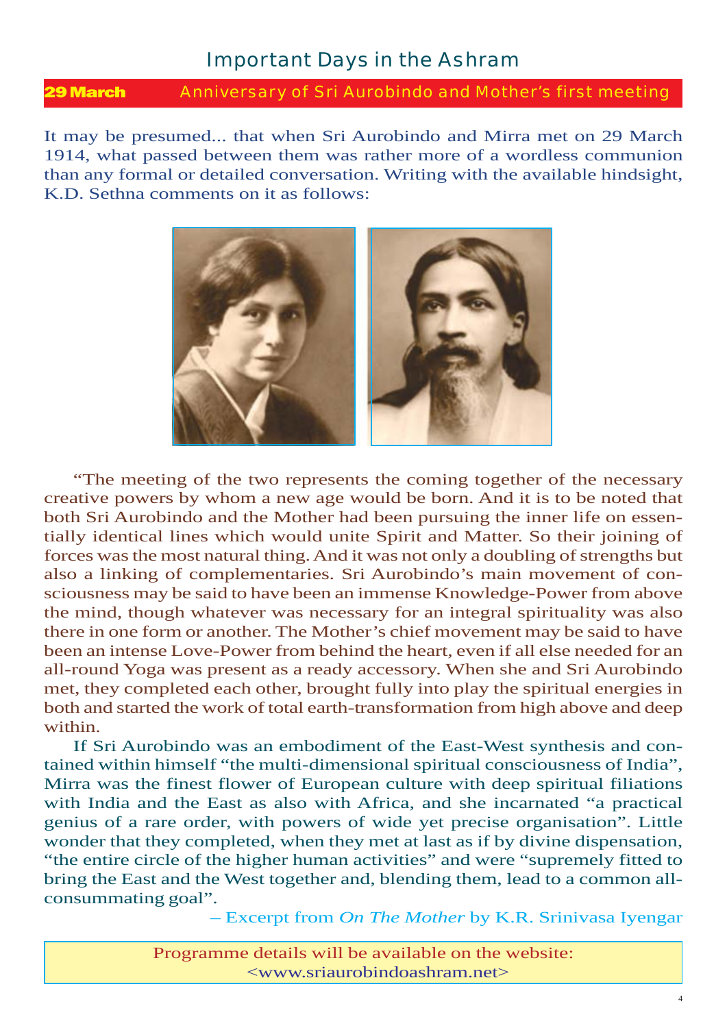# Important Days in the Ashram

## **29 March** Anniversary of Sri Aurobindo and Mother's first meeting

It may be presumed... that when Sri Aurobindo and Mirra met on 29 March 1914, what passed between them was rather more of a wordless communion than any formal or detailed conversation. Writing with the available hindsight, K.D. Sethna comments on it as follows:

"The meeting of the two represents the coming together of the necessary creative powers by whom a new age would be born. And it is to be noted that both Sri Aurobindo and the Mother had been pursuing the inner life on essentially identical lines which would unite Spirit and Matter. So their joining of forces was the most natural thing. And it was not only a doubling of strengths but also a linking of complementaries. Sri Aurobindo's main movement of consciousness may be said to have been an immense Knowledge-Power from above the mind, though whatever was necessary for an integral spirituality was also there in one form or another. The Mother's chief movement may be said to have been an intense Love-Power from behind the heart, even if all else needed for an all-round Yoga was present as a ready accessory. When she and Sri Aurobindo met, they completed each other, brought fully into play the spiritual energies in both and started the work of total earth-transformation from high above and deep within.

If Sri Aurobindo was an embodiment of the East-West synthesis and contained within himself "the multi-dimensional spiritual consciousness of India", Mirra was the finest flower of European culture with deep spiritual filiations with India and the East as also with Africa, and she incarnated "a practical genius of a rare order, with powers of wide yet precise organisation". Little wonder that they completed, when they met at last as if by divine dispensation, "the entire circle of the higher human activities" and were "supremely fitted to bring the East and the West together and, blending them, lead to a common all-consummating goal".

– Excerpt from *On The Mother* by K.R. Srinivasa Iyengar

Programme details will be available on the website:
<www.sriaurobindoashram.net>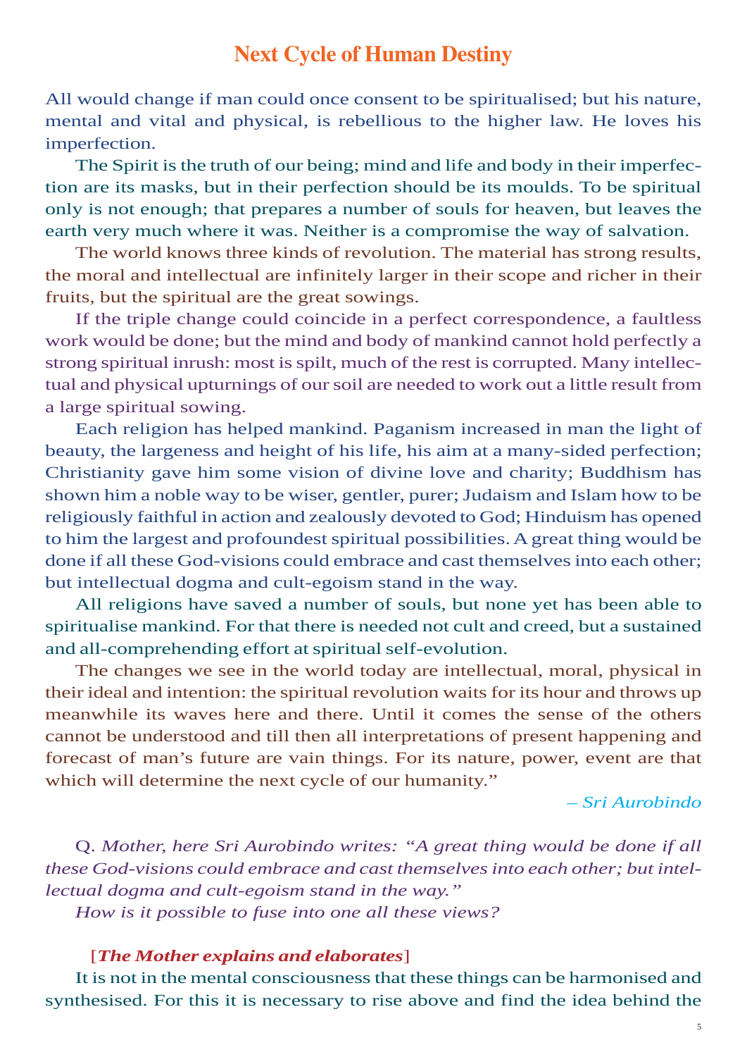# Next Cycle of Human Destiny

All would change if man could once consent to be spiritualised; but his nature, mental and vital and physical, is rebellious to the higher law. He loves his imperfection.

The Spirit is the truth of our being; mind and life and body in their imperfection are its masks, but in their perfection should be its moulds. To be spiritual only is not enough; that prepares a number of souls for heaven, but leaves the earth very much where it was. Neither is a compromise the way of salvation.

The world knows three kinds of revolution. The material has strong results, the moral and intellectual are infinitely larger in their scope and richer in their fruits, but the spiritual are the great sowings.

If the triple change could coincide in a perfect correspondence, a faultless work would be done; but the mind and body of mankind cannot hold perfectly a strong spiritual inrush: most is spilt, much of the rest is corrupted. Many intellectual and physical upturnings of our soil are needed to work out a little result from a large spiritual sowing.

Each religion has helped mankind. Paganism increased in man the light of beauty, the largeness and height of his life, his aim at a many-sided perfection; Christianity gave him some vision of divine love and charity; Buddhism has shown him a noble way to be wiser, gentler, purer; Judaism and Islam how to be religiously faithful in action and zealously devoted to God; Hinduism has opened to him the largest and profoundest spiritual possibilities. A great thing would be done if all these God-visions could embrace and cast themselves into each other; but intellectual dogma and cult-egoism stand in the way.

All religions have saved a number of souls, but none yet has been able to spiritualise mankind. For that there is needed not cult and creed, but a sustained and all-comprehending effort at spiritual self-evolution.

The changes we see in the world today are intellectual, moral, physical in their ideal and intention: the spiritual revolution waits for its hour and throws up meanwhile its waves here and there. Until it comes the sense of the others cannot be understood and till then all interpretations of present happening and forecast of man's future are vain things. For its nature, power, event are that which will determine the next cycle of our humanity."

*– Sri Aurobindo*

Q. *Mother, here Sri Aurobindo writes: "A great thing would be done if all these God-visions could embrace and cast themselves into each other; but intellectual dogma and cult-egoism stand in the way."*

*How is it possible to fuse into one all these views?*

**[*The Mother explains and elaborates*]**

It is not in the mental consciousness that these things can be harmonised and synthesised. For this it is necessary to rise above and find the idea behind the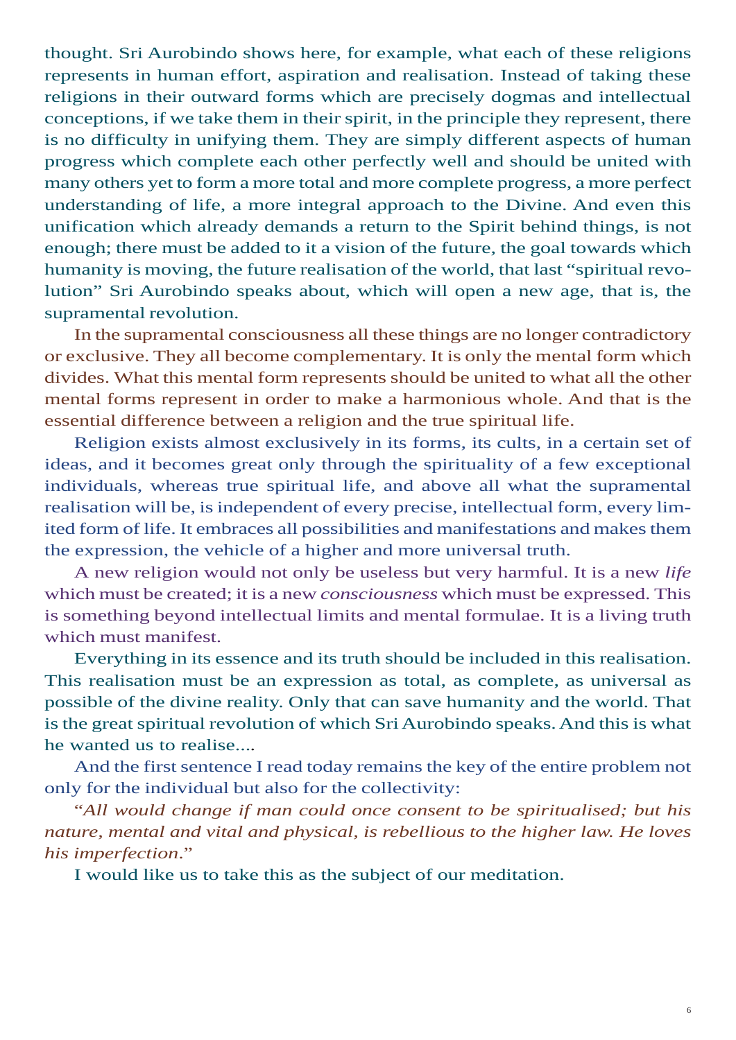thought. Sri Aurobindo shows here, for example, what each of these religions represents in human effort, aspiration and realisation. Instead of taking these religions in their outward forms which are precisely dogmas and intellectual conceptions, if we take them in their spirit, in the principle they represent, there is no difficulty in unifying them. They are simply different aspects of human progress which complete each other perfectly well and should be united with many others yet to form a more total and more complete progress, a more perfect understanding of life, a more integral approach to the Divine. And even this unification which already demands a return to the Spirit behind things, is not enough; there must be added to it a vision of the future, the goal towards which humanity is moving, the future realisation of the world, that last "spiritual revolution" Sri Aurobindo speaks about, which will open a new age, that is, the supramental revolution.

In the supramental consciousness all these things are no longer contradictory or exclusive. They all become complementary. It is only the mental form which divides. What this mental form represents should be united to what all the other mental forms represent in order to make a harmonious whole. And that is the essential difference between a religion and the true spiritual life.

Religion exists almost exclusively in its forms, its cults, in a certain set of ideas, and it becomes great only through the spirituality of a few exceptional individuals, whereas true spiritual life, and above all what the supramental realisation will be, is independent of every precise, intellectual form, every limited form of life. It embraces all possibilities and manifestations and makes them the expression, the vehicle of a higher and more universal truth.

A new religion would not only be useless but very harmful. It is a new *life* which must be created; it is a new *consciousness* which must be expressed. This is something beyond intellectual limits and mental formulae. It is a living truth which must manifest.

Everything in its essence and its truth should be included in this realisation. This realisation must be an expression as total, as complete, as universal as possible of the divine reality. Only that can save humanity and the world. That is the great spiritual revolution of which Sri Aurobindo speaks. And this is what he wanted us to realise....

And the first sentence I read today remains the key of the entire problem not only for the individual but also for the collectivity:

"*All would change if man could once consent to be spiritualised; but his nature, mental and vital and physical, is rebellious to the higher law. He loves his imperfection.*"

I would like us to take this as the subject of our meditation.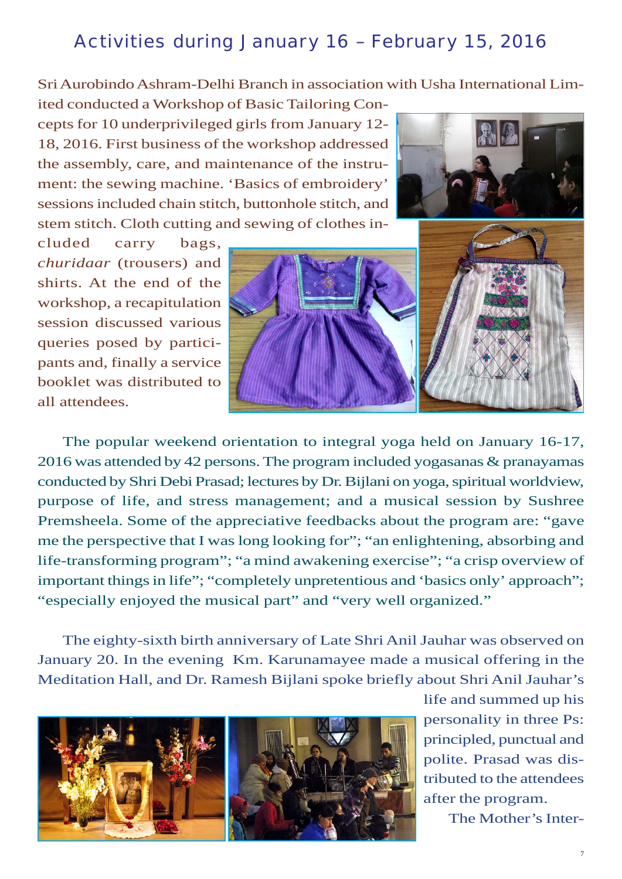# Activities during January 16 – February 15, 2016

Sri Aurobindo Ashram-Delhi Branch in association with Usha International Limited conducted a Workshop of Basic Tailoring Concepts for 10 underprivileged girls from January 12-18, 2016. First business of the workshop addressed the assembly, care, and maintenance of the instrument: the sewing machine. 'Basics of embroidery' sessions included chain stitch, buttonhole stitch, and stem stitch. Cloth cutting and sewing of clothes included carry bags, *churidaar* (trousers) and shirts. At the end of the workshop, a recapitulation session discussed various queries posed by participants and, finally a service booklet was distributed to all attendees.

The popular weekend orientation to integral yoga held on January 16-17, 2016 was attended by 42 persons. The program included yogasanas & pranayamas conducted by Shri Debi Prasad; lectures by Dr. Bijlani on yoga, spiritual worldview, purpose of life, and stress management; and a musical session by Sushree Premsheela. Some of the appreciative feedbacks about the program are: "gave me the perspective that I was long looking for"; "an enlightening, absorbing and life-transforming program"; "a mind awakening exercise"; "a crisp overview of important things in life"; "completely unpretentious and 'basics only' approach"; "especially enjoyed the musical part" and "very well organized."

The eighty-sixth birth anniversary of Late Shri Anil Jauhar was observed on January 20. In the evening Km. Karunamayee made a musical offering in the Meditation Hall, and Dr. Ramesh Bijlani spoke briefly about Shri Anil Jauhar's life and summed up his personality in three Ps: principled, punctual and polite. Prasad was distributed to the attendees after the program.

The Mother's Inter-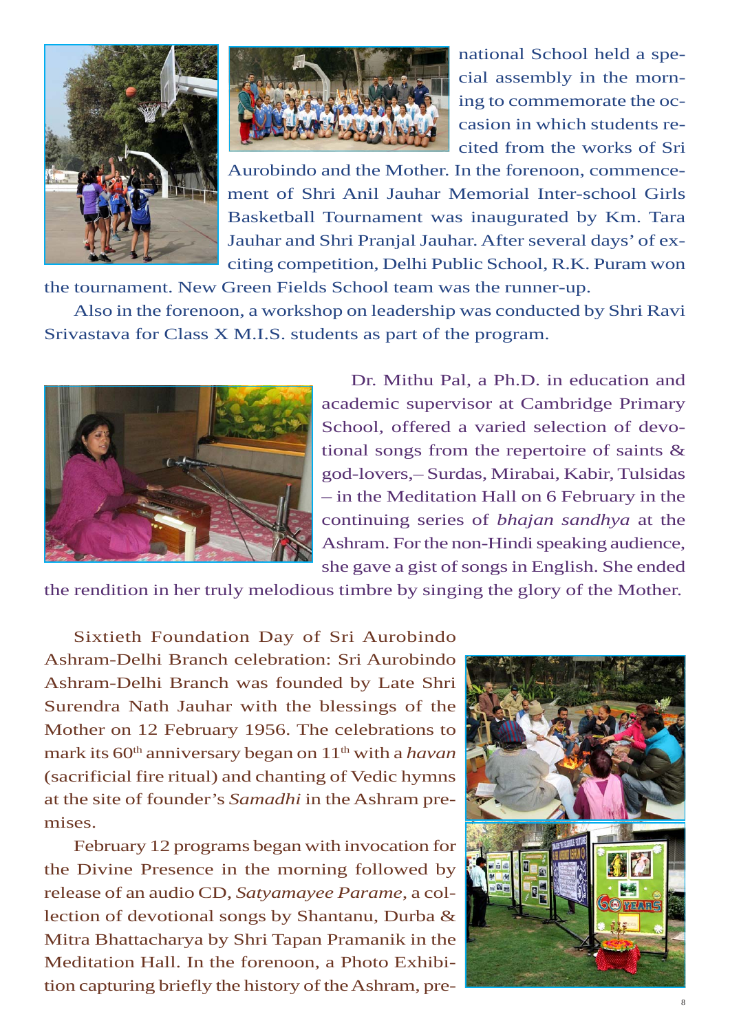national School held a special assembly in the morning to commemorate the occasion in which students recited from the works of Sri Aurobindo and the Mother. In the forenoon, commencement of Shri Anil Jauhar Memorial Inter-school Girls Basketball Tournament was inaugurated by Km. Tara Jauhar and Shri Pranjal Jauhar. After several days' of exciting competition, Delhi Public School, R.K. Puram won the tournament. New Green Fields School team was the runner-up.

Also in the forenoon, a workshop on leadership was conducted by Shri Ravi Srivastava for Class X M.I.S. students as part of the program.

Dr. Mithu Pal, a Ph.D. in education and academic supervisor at Cambridge Primary School, offered a varied selection of devotional songs from the repertoire of saints & god-lovers,– Surdas, Mirabai, Kabir, Tulsidas – in the Meditation Hall on 6 February in the continuing series of *bhajan sandhya* at the Ashram. For the non-Hindi speaking audience, she gave a gist of songs in English. She ended the rendition in her truly melodious timbre by singing the glory of the Mother.

Sixtieth Foundation Day of Sri Aurobindo Ashram-Delhi Branch celebration: Sri Aurobindo Ashram-Delhi Branch was founded by Late Shri Surendra Nath Jauhar with the blessings of the Mother on 12 February 1956. The celebrations to mark its 60th anniversary began on 11th with a *havan* (sacrificial fire ritual) and chanting of Vedic hymns at the site of founder's *Samadhi* in the Ashram premises.

February 12 programs began with invocation for the Divine Presence in the morning followed by release of an audio CD, *Satyamayee Parame*, a collection of devotional songs by Shantanu, Durba & Mitra Bhattacharya by Shri Tapan Pramanik in the Meditation Hall. In the forenoon, a Photo Exhibition capturing briefly the history of the Ashram, pre-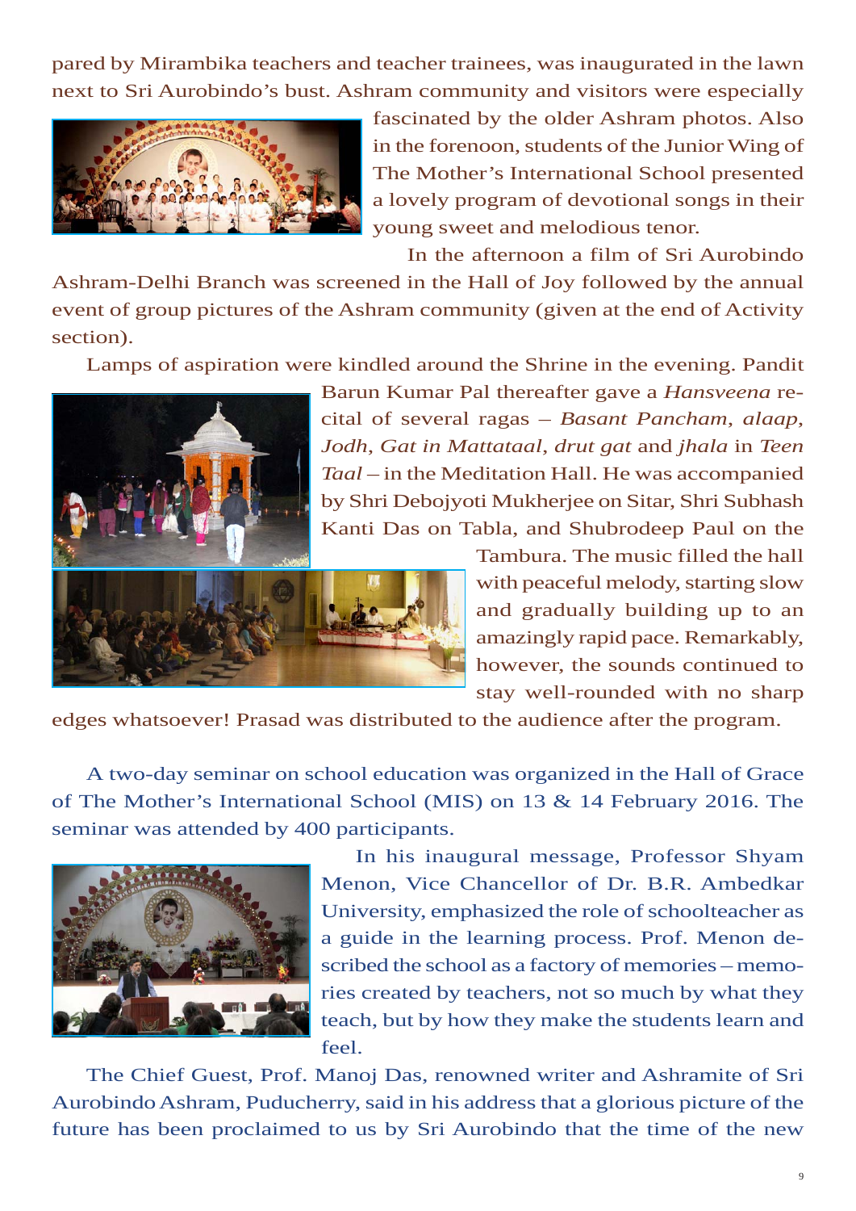pared by Mirambika teachers and teacher trainees, was inaugurated in the lawn next to Sri Aurobindo's bust. Ashram community and visitors were especially fascinated by the older Ashram photos. Also in the forenoon, students of the Junior Wing of The Mother's International School presented a lovely program of devotional songs in their young sweet and melodious tenor.

In the afternoon a film of Sri Aurobindo Ashram-Delhi Branch was screened in the Hall of Joy followed by the annual event of group pictures of the Ashram community (given at the end of Activity section).

Lamps of aspiration were kindled around the Shrine in the evening. Pandit Barun Kumar Pal thereafter gave a *Hansveena* recital of several ragas – *Basant Pancham*, *alaap*, *Jodh*, *Gat in Mattataal*, *drut gat* and *jhala* in *Teen Taal* – in the Meditation Hall. He was accompanied by Shri Debojyoti Mukherjee on Sitar, Shri Subhash Kanti Das on Tabla, and Shubrodeep Paul on the Tambura. The music filled the hall with peaceful melody, starting slow and gradually building up to an amazingly rapid pace. Remarkably, however, the sounds continued to stay well-rounded with no sharp edges whatsoever! Prasad was distributed to the audience after the program.

A two-day seminar on school education was organized in the Hall of Grace of The Mother's International School (MIS) on 13 & 14 February 2016. The seminar was attended by 400 participants.

In his inaugural message, Professor Shyam Menon, Vice Chancellor of Dr. B.R. Ambedkar University, emphasized the role of schoolteacher as a guide in the learning process. Prof. Menon described the school as a factory of memories – memories created by teachers, not so much by what they teach, but by how they make the students learn and feel.

The Chief Guest, Prof. Manoj Das, renowned writer and Ashramite of Sri Aurobindo Ashram, Puducherry, said in his address that a glorious picture of the future has been proclaimed to us by Sri Aurobindo that the time of the new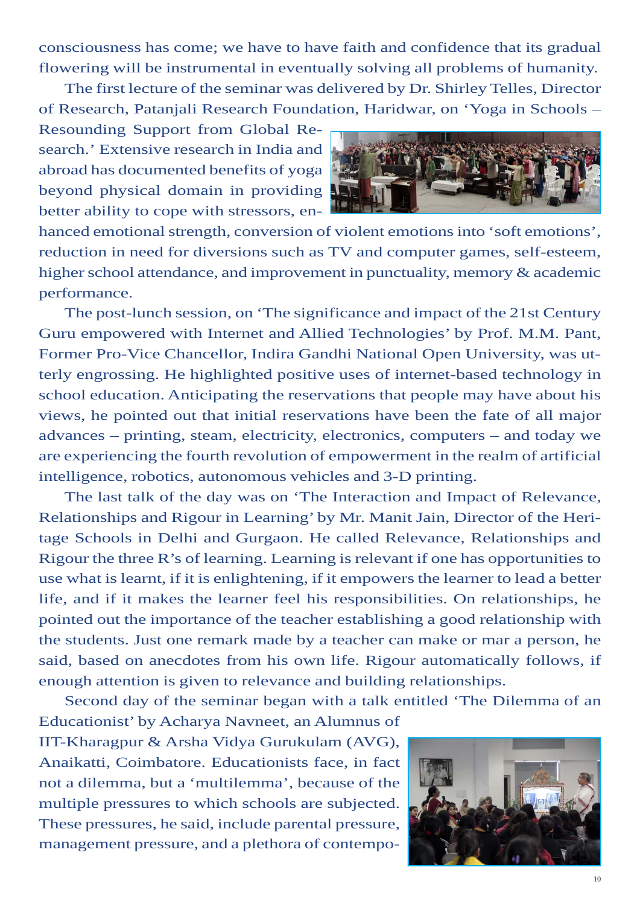consciousness has come; we have to have faith and confidence that its gradual flowering will be instrumental in eventually solving all problems of humanity.

The first lecture of the seminar was delivered by Dr. Shirley Telles, Director of Research, Patanjali Research Foundation, Haridwar, on 'Yoga in Schools – Resounding Support from Global Research.' Extensive research in India and abroad has documented benefits of yoga beyond physical domain in providing better ability to cope with stressors, enhanced emotional strength, conversion of violent emotions into 'soft emotions', reduction in need for diversions such as TV and computer games, self-esteem, higher school attendance, and improvement in punctuality, memory & academic performance.

The post-lunch session, on 'The significance and impact of the 21st Century Guru empowered with Internet and Allied Technologies' by Prof. M.M. Pant, Former Pro-Vice Chancellor, Indira Gandhi National Open University, was utterly engrossing. He highlighted positive uses of internet-based technology in school education. Anticipating the reservations that people may have about his views, he pointed out that initial reservations have been the fate of all major advances – printing, steam, electricity, electronics, computers – and today we are experiencing the fourth revolution of empowerment in the realm of artificial intelligence, robotics, autonomous vehicles and 3-D printing.

The last talk of the day was on 'The Interaction and Impact of Relevance, Relationships and Rigour in Learning' by Mr. Manit Jain, Director of the Heritage Schools in Delhi and Gurgaon. He called Relevance, Relationships and Rigour the three R's of learning. Learning is relevant if one has opportunities to use what is learnt, if it is enlightening, if it empowers the learner to lead a better life, and if it makes the learner feel his responsibilities. On relationships, he pointed out the importance of the teacher establishing a good relationship with the students. Just one remark made by a teacher can make or mar a person, he said, based on anecdotes from his own life. Rigour automatically follows, if enough attention is given to relevance and building relationships.

Second day of the seminar began with a talk entitled 'The Dilemma of an Educationist' by Acharya Navneet, an Alumnus of IIT-Kharagpur & Arsha Vidya Gurukulam (AVG), Anaikatti, Coimbatore. Educationists face, in fact not a dilemma, but a 'multilemma', because of the multiple pressures to which schools are subjected. These pressures, he said, include parental pressure, management pressure, and a plethora of contempo-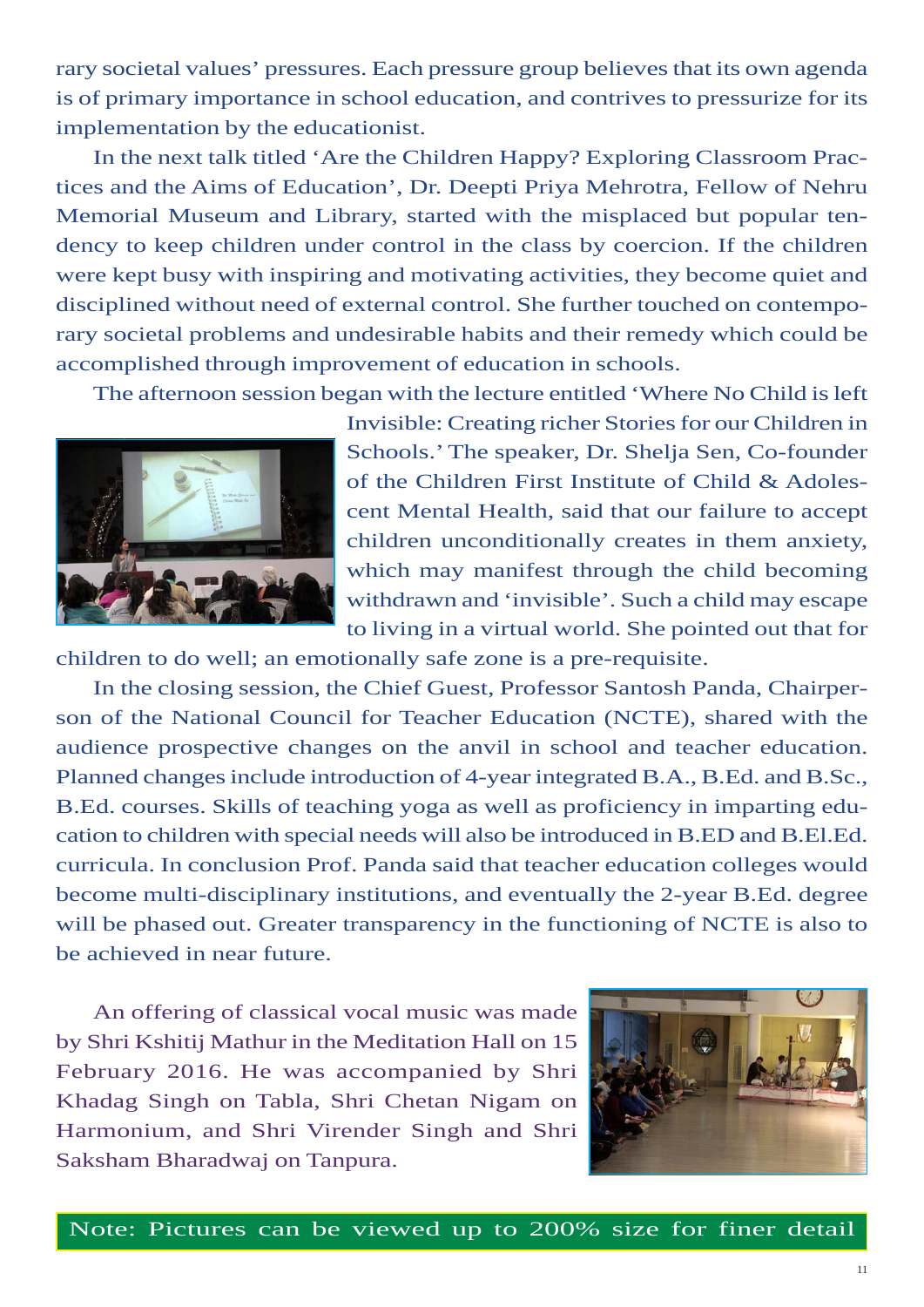rary societal values' pressures. Each pressure group believes that its own agenda is of primary importance in school education, and contrives to pressurize for its implementation by the educationist.

In the next talk titled 'Are the Children Happy? Exploring Classroom Practices and the Aims of Education', Dr. Deepti Priya Mehrotra, Fellow of Nehru Memorial Museum and Library, started with the misplaced but popular tendency to keep children under control in the class by coercion. If the children were kept busy with inspiring and motivating activities, they become quiet and disciplined without need of external control. She further touched on contemporary societal problems and undesirable habits and their remedy which could be accomplished through improvement of education in schools.

The afternoon session began with the lecture entitled 'Where No Child is left Invisible: Creating richer Stories for our Children in Schools.' The speaker, Dr. Shelja Sen, Co-founder of the Children First Institute of Child & Adolescent Mental Health, said that our failure to accept children unconditionally creates in them anxiety, which may manifest through the child becoming withdrawn and 'invisible'. Such a child may escape to living in a virtual world. She pointed out that for children to do well; an emotionally safe zone is a pre-requisite.

In the closing session, the Chief Guest, Professor Santosh Panda, Chairperson of the National Council for Teacher Education (NCTE), shared with the audience prospective changes on the anvil in school and teacher education. Planned changes include introduction of 4-year integrated B.A., B.Ed. and B.Sc., B.Ed. courses. Skills of teaching yoga as well as proficiency in imparting education to children with special needs will also be introduced in B.ED and B.El.Ed. curricula. In conclusion Prof. Panda said that teacher education colleges would become multi-disciplinary institutions, and eventually the 2-year B.Ed. degree will be phased out. Greater transparency in the functioning of NCTE is also to be achieved in near future.

An offering of classical vocal music was made by Shri Kshitij Mathur in the Meditation Hall on 15 February 2016. He was accompanied by Shri Khadag Singh on Tabla, Shri Chetan Nigam on Harmonium, and Shri Virender Singh and Shri Saksham Bharadwaj on Tanpura.

Note: Pictures can be viewed up to 200% size for finer detail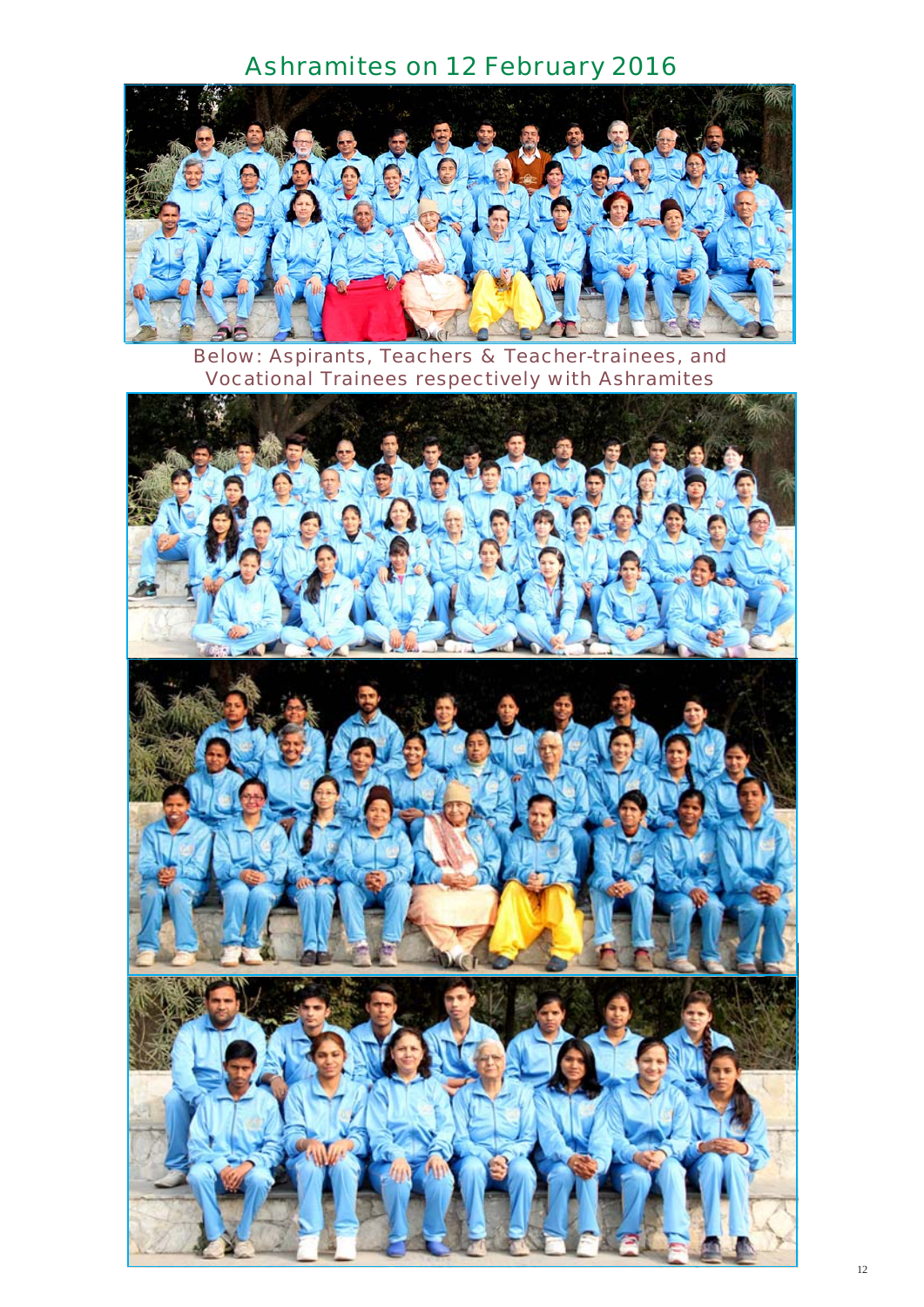# Ashramites on 12 February 2016

Below: Aspirants, Teachers & Teacher-trainees, and Vocational Trainees respectively with Ashramites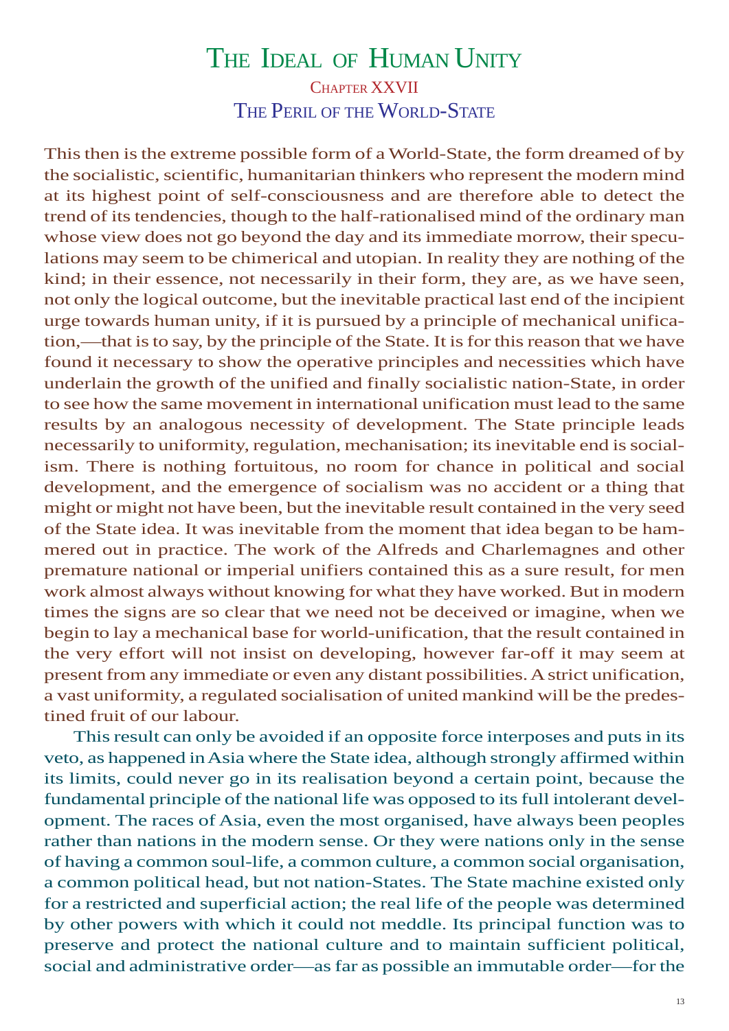# The Ideal of Human Unity

## Chapter XXVII

## The Peril of the World-State

This then is the extreme possible form of a World-State, the form dreamed of by the socialistic, scientific, humanitarian thinkers who represent the modern mind at its highest point of self-consciousness and are therefore able to detect the trend of its tendencies, though to the half-rationalised mind of the ordinary man whose view does not go beyond the day and its immediate morrow, their speculations may seem to be chimerical and utopian. In reality they are nothing of the kind; in their essence, not necessarily in their form, they are, as we have seen, not only the logical outcome, but the inevitable practical last end of the incipient urge towards human unity, if it is pursued by a principle of mechanical unification,—that is to say, by the principle of the State. It is for this reason that we have found it necessary to show the operative principles and necessities which have underlain the growth of the unified and finally socialistic nation-State, in order to see how the same movement in international unification must lead to the same results by an analogous necessity of development. The State principle leads necessarily to uniformity, regulation, mechanisation; its inevitable end is socialism. There is nothing fortuitous, no room for chance in political and social development, and the emergence of socialism was no accident or a thing that might or might not have been, but the inevitable result contained in the very seed of the State idea. It was inevitable from the moment that idea began to be hammered out in practice. The work of the Alfreds and Charlemagnes and other premature national or imperial unifiers contained this as a sure result, for men work almost always without knowing for what they have worked. But in modern times the signs are so clear that we need not be deceived or imagine, when we begin to lay a mechanical base for world-unification, that the result contained in the very effort will not insist on developing, however far-off it may seem at present from any immediate or even any distant possibilities. A strict unification, a vast uniformity, a regulated socialisation of united mankind will be the predestined fruit of our labour.

This result can only be avoided if an opposite force interposes and puts in its veto, as happened in Asia where the State idea, although strongly affirmed within its limits, could never go in its realisation beyond a certain point, because the fundamental principle of the national life was opposed to its full intolerant development. The races of Asia, even the most organised, have always been peoples rather than nations in the modern sense. Or they were nations only in the sense of having a common soul-life, a common culture, a common social organisation, a common political head, but not nation-States. The State machine existed only for a restricted and superficial action; the real life of the people was determined by other powers with which it could not meddle. Its principal function was to preserve and protect the national culture and to maintain sufficient political, social and administrative order—as far as possible an immutable order—for the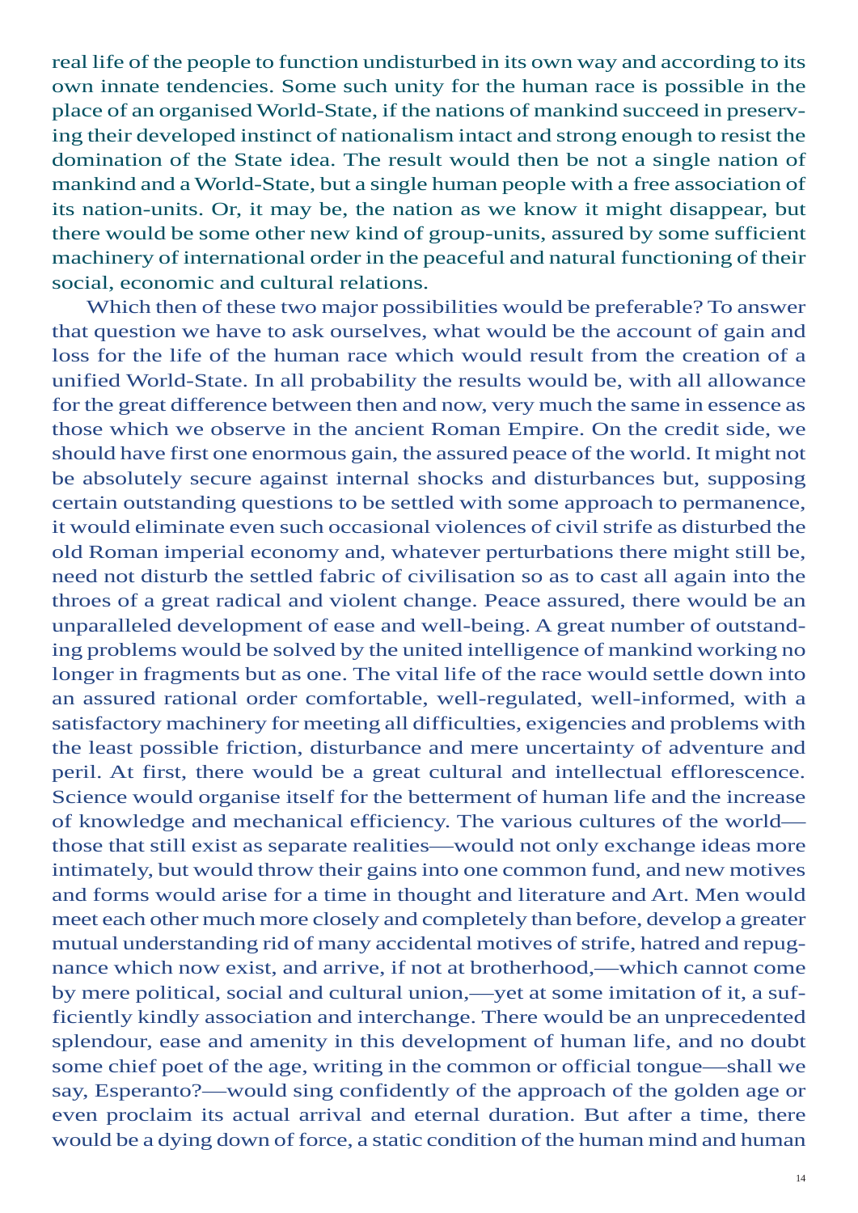real life of the people to function undisturbed in its own way and according to its own innate tendencies. Some such unity for the human race is possible in the place of an organised World-State, if the nations of mankind succeed in preserving their developed instinct of nationalism intact and strong enough to resist the domination of the State idea. The result would then be not a single nation of mankind and a World-State, but a single human people with a free association of its nation-units. Or, it may be, the nation as we know it might disappear, but there would be some other new kind of group-units, assured by some sufficient machinery of international order in the peaceful and natural functioning of their social, economic and cultural relations.

Which then of these two major possibilities would be preferable? To answer that question we have to ask ourselves, what would be the account of gain and loss for the life of the human race which would result from the creation of a unified World-State. In all probability the results would be, with all allowance for the great difference between then and now, very much the same in essence as those which we observe in the ancient Roman Empire. On the credit side, we should have first one enormous gain, the assured peace of the world. It might not be absolutely secure against internal shocks and disturbances but, supposing certain outstanding questions to be settled with some approach to permanence, it would eliminate even such occasional violences of civil strife as disturbed the old Roman imperial economy and, whatever perturbations there might still be, need not disturb the settled fabric of civilisation so as to cast all again into the throes of a great radical and violent change. Peace assured, there would be an unparalleled development of ease and well-being. A great number of outstanding problems would be solved by the united intelligence of mankind working no longer in fragments but as one. The vital life of the race would settle down into an assured rational order comfortable, well-regulated, well-informed, with a satisfactory machinery for meeting all difficulties, exigencies and problems with the least possible friction, disturbance and mere uncertainty of adventure and peril. At first, there would be a great cultural and intellectual efflorescence. Science would organise itself for the betterment of human life and the increase of knowledge and mechanical efficiency. The various cultures of the world—those that still exist as separate realities—would not only exchange ideas more intimately, but would throw their gains into one common fund, and new motives and forms would arise for a time in thought and literature and Art. Men would meet each other much more closely and completely than before, develop a greater mutual understanding rid of many accidental motives of strife, hatred and repugnance which now exist, and arrive, if not at brotherhood,—which cannot come by mere political, social and cultural union,—yet at some imitation of it, a sufficiently kindly association and interchange. There would be an unprecedented splendour, ease and amenity in this development of human life, and no doubt some chief poet of the age, writing in the common or official tongue—shall we say, Esperanto?—would sing confidently of the approach of the golden age or even proclaim its actual arrival and eternal duration. But after a time, there would be a dying down of force, a static condition of the human mind and human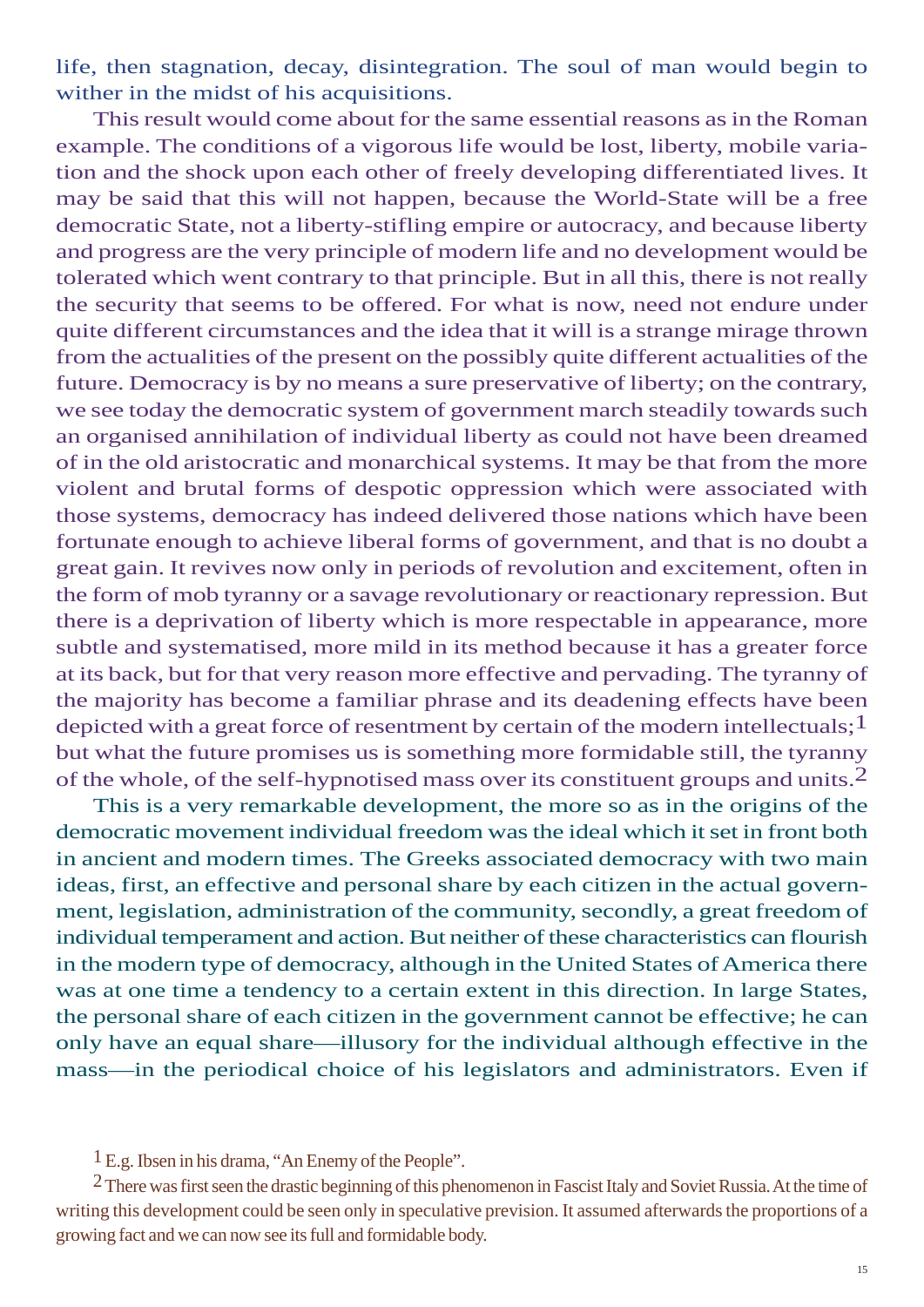life, then stagnation, decay, disintegration. The soul of man would begin to wither in the midst of his acquisitions.

This result would come about for the same essential reasons as in the Roman example. The conditions of a vigorous life would be lost, liberty, mobile variation and the shock upon each other of freely developing differentiated lives. It may be said that this will not happen, because the World-State will be a free democratic State, not a liberty-stifling empire or autocracy, and because liberty and progress are the very principle of modern life and no development would be tolerated which went contrary to that principle. But in all this, there is not really the security that seems to be offered. For what is now, need not endure under quite different circumstances and the idea that it will is a strange mirage thrown from the actualities of the present on the possibly quite different actualities of the future. Democracy is by no means a sure preservative of liberty; on the contrary, we see today the democratic system of government march steadily towards such an organised annihilation of individual liberty as could not have been dreamed of in the old aristocratic and monarchical systems. It may be that from the more violent and brutal forms of despotic oppression which were associated with those systems, democracy has indeed delivered those nations which have been fortunate enough to achieve liberal forms of government, and that is no doubt a great gain. It revives now only in periods of revolution and excitement, often in the form of mob tyranny or a savage revolutionary or reactionary repression. But there is a deprivation of liberty which is more respectable in appearance, more subtle and systematised, more mild in its method because it has a greater force at its back, but for that very reason more effective and pervading. The tyranny of the majority has become a familiar phrase and its deadening effects have been depicted with a great force of resentment by certain of the modern intellectuals;[1] but what the future promises us is something more formidable still, the tyranny of the whole, of the self-hypnotised mass over its constituent groups and units.[2]

This is a very remarkable development, the more so as in the origins of the democratic movement individual freedom was the ideal which it set in front both in ancient and modern times. The Greeks associated democracy with two main ideas, first, an effective and personal share by each citizen in the actual government, legislation, administration of the community, secondly, a great freedom of individual temperament and action. But neither of these characteristics can flourish in the modern type of democracy, although in the United States of America there was at one time a tendency to a certain extent in this direction. In large States, the personal share of each citizen in the government cannot be effective; he can only have an equal share—illusory for the individual although effective in the mass—in the periodical choice of his legislators and administrators. Even if

[1] E.g. Ibsen in his drama, "An Enemy of the People".

[2] There was first seen the drastic beginning of this phenomenon in Fascist Italy and Soviet Russia. At the time of writing this development could be seen only in speculative prevision. It assumed afterwards the proportions of a growing fact and we can now see its full and formidable body.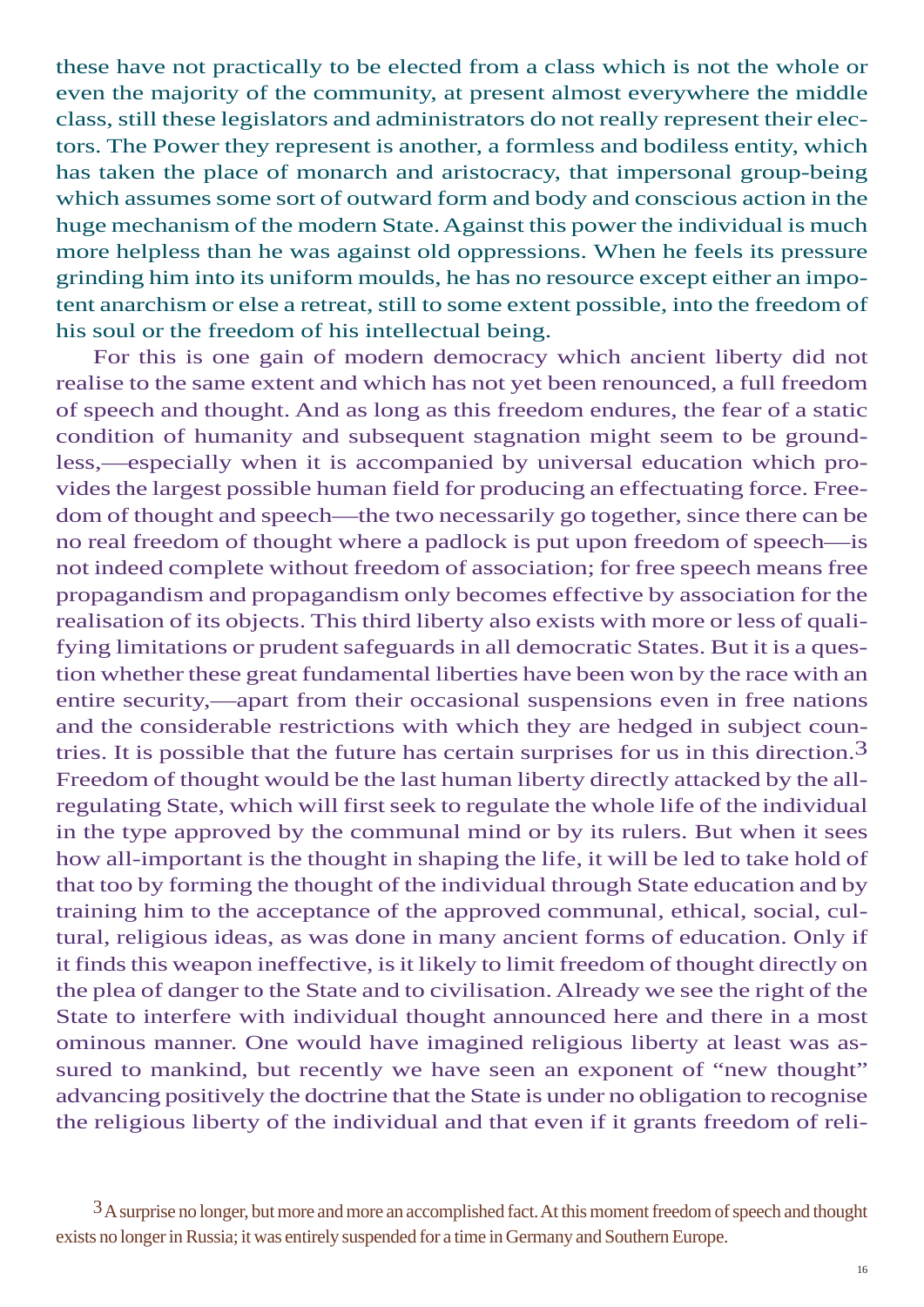these have not practically to be elected from a class which is not the whole or even the majority of the community, at present almost everywhere the middle class, still these legislators and administrators do not really represent their electors. The Power they represent is another, a formless and bodiless entity, which has taken the place of monarch and aristocracy, that impersonal group-being which assumes some sort of outward form and body and conscious action in the huge mechanism of the modern State. Against this power the individual is much more helpless than he was against old oppressions. When he feels its pressure grinding him into its uniform moulds, he has no resource except either an impotent anarchism or else a retreat, still to some extent possible, into the freedom of his soul or the freedom of his intellectual being.

For this is one gain of modern democracy which ancient liberty did not realise to the same extent and which has not yet been renounced, a full freedom of speech and thought. And as long as this freedom endures, the fear of a static condition of humanity and subsequent stagnation might seem to be groundless,—especially when it is accompanied by universal education which provides the largest possible human field for producing an effectuating force. Freedom of thought and speech—the two necessarily go together, since there can be no real freedom of thought where a padlock is put upon freedom of speech—is not indeed complete without freedom of association; for free speech means free propagandism and propagandism only becomes effective by association for the realisation of its objects. This third liberty also exists with more or less of qualifying limitations or prudent safeguards in all democratic States. But it is a question whether these great fundamental liberties have been won by the race with an entire security,—apart from their occasional suspensions even in free nations and the considerable restrictions with which they are hedged in subject countries. It is possible that the future has certain surprises for us in this direction.[3] Freedom of thought would be the last human liberty directly attacked by the all-regulating State, which will first seek to regulate the whole life of the individual in the type approved by the communal mind or by its rulers. But when it sees how all-important is the thought in shaping the life, it will be led to take hold of that too by forming the thought of the individual through State education and by training him to the acceptance of the approved communal, ethical, social, cultural, religious ideas, as was done in many ancient forms of education. Only if it finds this weapon ineffective, is it likely to limit freedom of thought directly on the plea of danger to the State and to civilisation. Already we see the right of the State to interfere with individual thought announced here and there in a most ominous manner. One would have imagined religious liberty at least was assured to mankind, but recently we have seen an exponent of "new thought" advancing positively the doctrine that the State is under no obligation to recognise the religious liberty of the individual and that even if it grants freedom of reli-

[3] A surprise no longer, but more and more an accomplished fact. At this moment freedom of speech and thought exists no longer in Russia; it was entirely suspended for a time in Germany and Southern Europe.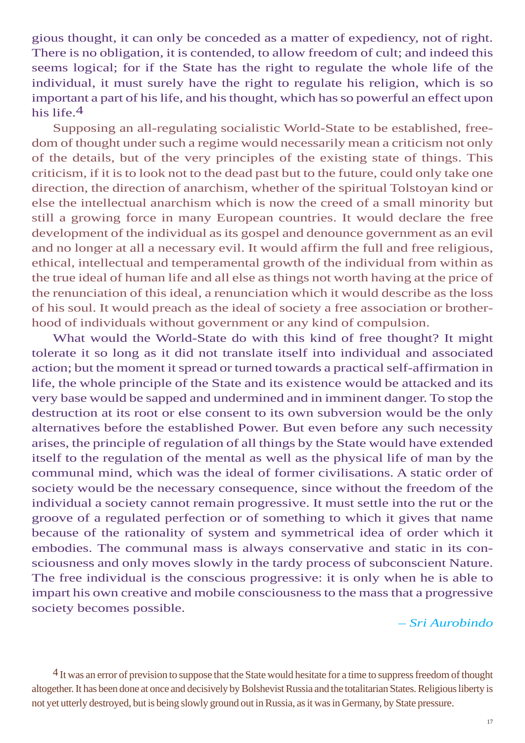gious thought, it can only be conceded as a matter of expediency, not of right. There is no obligation, it is contended, to allow freedom of cult; and indeed this seems logical; for if the State has the right to regulate the whole life of the individual, it must surely have the right to regulate his religion, which is so important a part of his life, and his thought, which has so powerful an effect upon his life.[4]

Supposing an all-regulating socialistic World-State to be established, freedom of thought under such a regime would necessarily mean a criticism not only of the details, but of the very principles of the existing state of things. This criticism, if it is to look not to the dead past but to the future, could only take one direction, the direction of anarchism, whether of the spiritual Tolstoyan kind or else the intellectual anarchism which is now the creed of a small minority but still a growing force in many European countries. It would declare the free development of the individual as its gospel and denounce government as an evil and no longer at all a necessary evil. It would affirm the full and free religious, ethical, intellectual and temperamental growth of the individual from within as the true ideal of human life and all else as things not worth having at the price of the renunciation of this ideal, a renunciation which it would describe as the loss of his soul. It would preach as the ideal of society a free association or brotherhood of individuals without government or any kind of compulsion.

What would the World-State do with this kind of free thought? It might tolerate it so long as it did not translate itself into individual and associated action; but the moment it spread or turned towards a practical self-affirmation in life, the whole principle of the State and its existence would be attacked and its very base would be sapped and undermined and in imminent danger. To stop the destruction at its root or else consent to its own subversion would be the only alternatives before the established Power. But even before any such necessity arises, the principle of regulation of all things by the State would have extended itself to the regulation of the mental as well as the physical life of man by the communal mind, which was the ideal of former civilisations. A static order of society would be the necessary consequence, since without the freedom of the individual a society cannot remain progressive. It must settle into the rut or the groove of a regulated perfection or of something to which it gives that name because of the rationality of system and symmetrical idea of order which it embodies. The communal mass is always conservative and static in its consciousness and only moves slowly in the tardy process of subconscient Nature. The free individual is the conscious progressive: it is only when he is able to impart his own creative and mobile consciousness to the mass that a progressive society becomes possible.

*– Sri Aurobindo*

[4] It was an error of prevision to suppose that the State would hesitate for a time to suppress freedom of thought altogether. It has been done at once and decisively by Bolshevist Russia and the totalitarian States. Religious liberty is not yet utterly destroyed, but is being slowly ground out in Russia, as it was in Germany, by State pressure.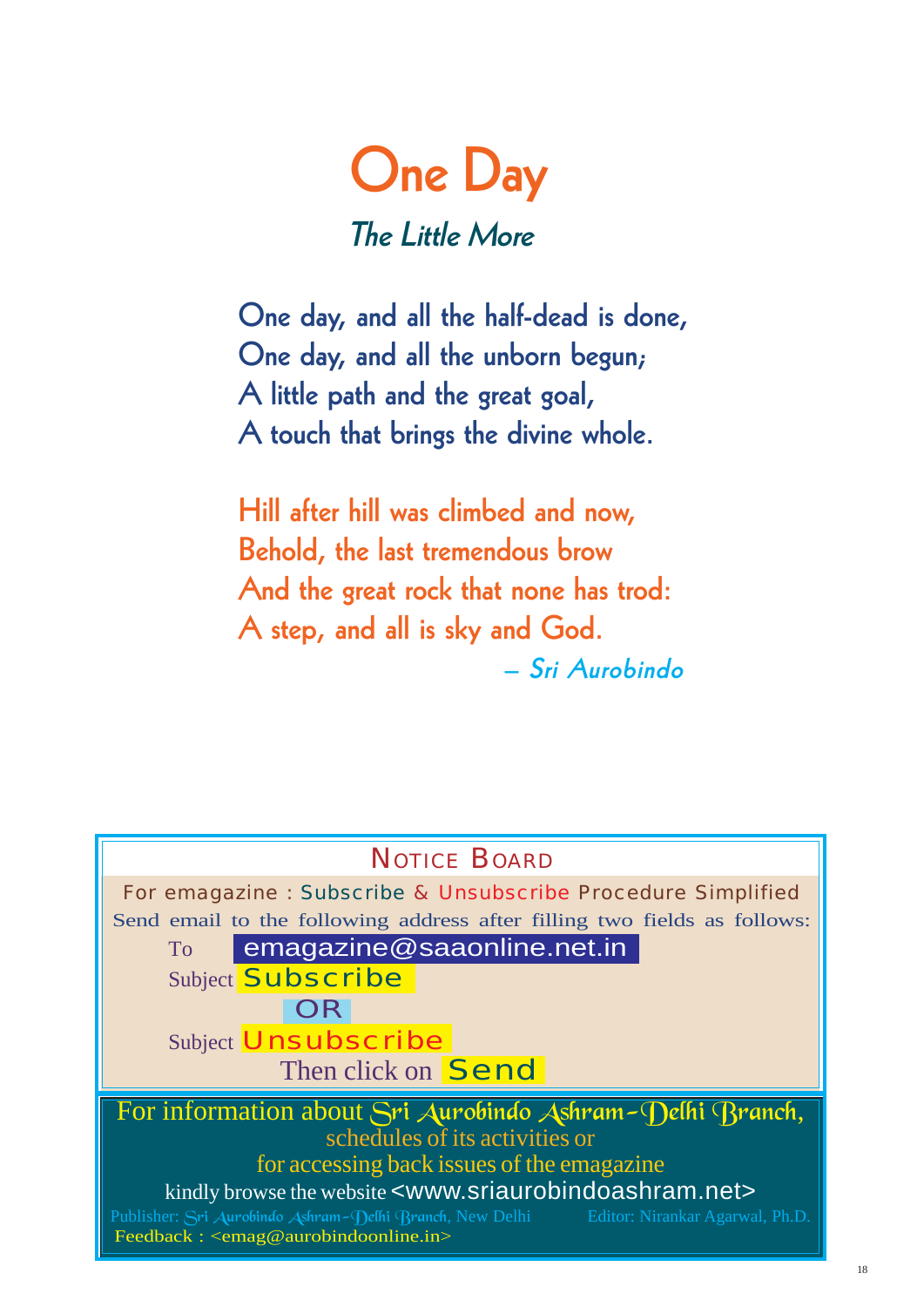# One Day

## *The Little More*

One day, and all the half-dead is done,
One day, and all the unborn begun;
A little path and the great goal,
A touch that brings the divine whole.

Hill after hill was climbed and now,
Behold, the last tremendous brow
And the great rock that none has trod:
A step, and all is sky and God.

*— Sri Aurobindo*

---

### Notice Board

For emagazine : Subscribe & Unsubscribe Procedure Simplified

Send email to the following address after filling two fields as follows:

To emagazine@saaonline.net.in

Subject Subscribe

OR

Subject Unsubscribe

Then click on Send

---

For information about Sri Aurobindo Ashram–Delhi Branch, schedules of its activities or for accessing back issues of the emagazine kindly browse the website <www.sriaurobindoashram.net>

Publisher: Sri Aurobindo Ashram–Delhi Branch, New Delhi    Editor: Nirankar Agarwal, Ph.D.

Feedback : <emag@aurobindoonline.in>